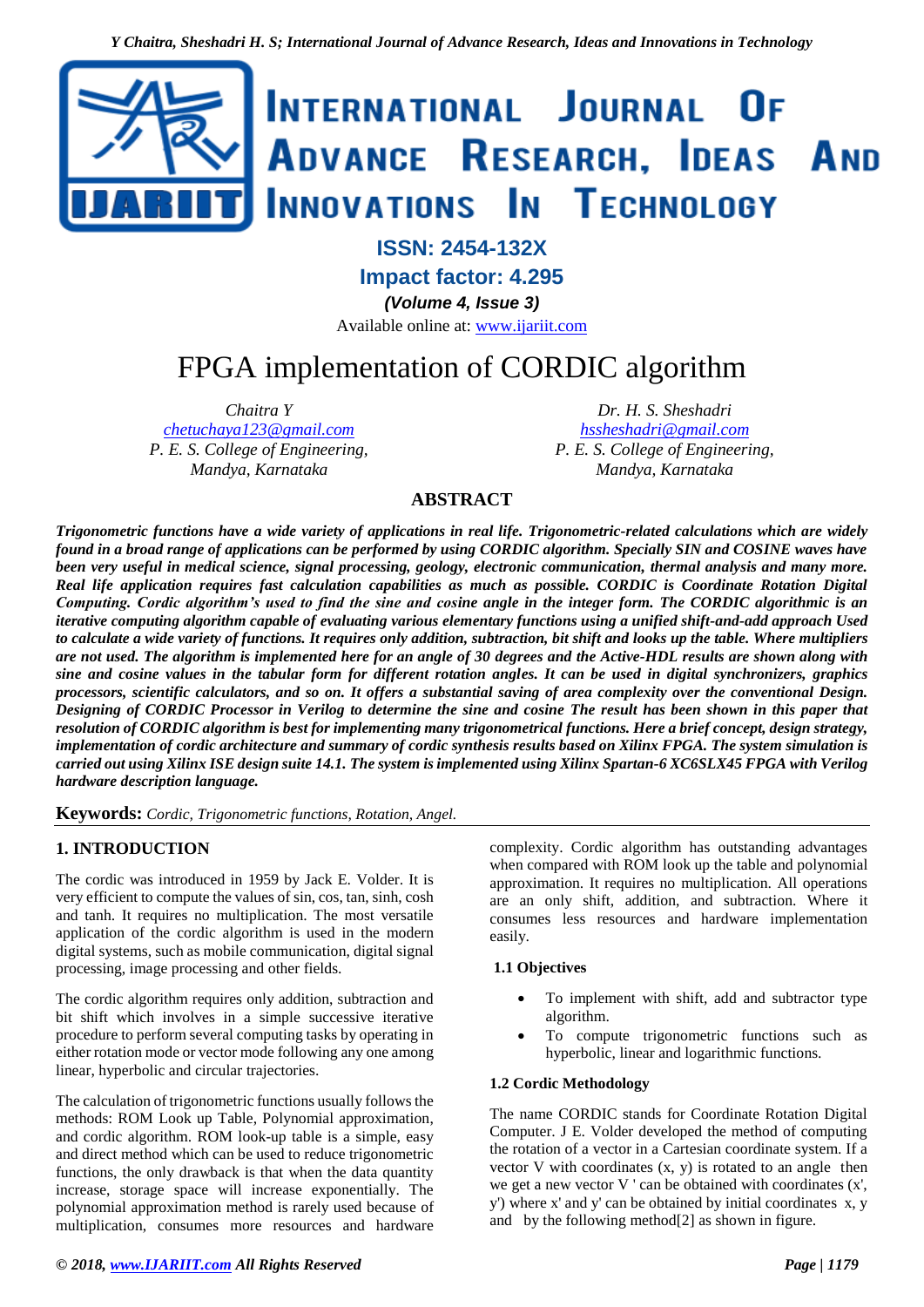# International Journal Of Advance Research, Ideas And Innovations In Technology

**ISSN: 2454-132X**
**Impact factor: 4.295**
***(Volume 4, Issue 3)***
Available online at: www.ijariit.com

# FPGA implementation of CORDIC algorithm

*Chaitra Y*
*chetuchaya123@gmail.com*
*P. E. S. College of Engineering, Mandya, Karnataka*

*Dr. H. S. Sheshadri*
*hssheshadri@gmail.com*
*P. E. S. College of Engineering, Mandya, Karnataka*

## ABSTRACT

***Trigonometric functions have a wide variety of applications in real life. Trigonometric-related calculations which are widely found in a broad range of applications can be performed by using CORDIC algorithm. Specially SIN and COSINE waves have been very useful in medical science, signal processing, geology, electronic communication, thermal analysis and many more. Real life application requires fast calculation capabilities as much as possible. CORDIC is Coordinate Rotation Digital Computing. Cordic algorithm's used to find the sine and cosine angle in the integer form. The CORDIC algorithmic is an iterative computing algorithm capable of evaluating various elementary functions using a unified shift-and-add approach Used to calculate a wide variety of functions. It requires only addition, subtraction, bit shift and looks up the table. Where multipliers are not used. The algorithm is implemented here for an angle of 30 degrees and the Active-HDL results are shown along with sine and cosine values in the tabular form for different rotation angles. It can be used in digital synchronizers, graphics processors, scientific calculators, and so on. It offers a substantial saving of area complexity over the conventional Design. Designing of CORDIC Processor in Verilog to determine the sine and cosine The result has been shown in this paper that resolution of CORDIC algorithm is best for implementing many trigonometrical functions. Here a brief concept, design strategy, implementation of cordic architecture and summary of cordic synthesis results based on Xilinx FPGA. The system simulation is carried out using Xilinx ISE design suite 14.1. The system is implemented using Xilinx Spartan-6 XC6SLX45 FPGA with Verilog hardware description language.***

**Keywords:** *Cordic, Trigonometric functions, Rotation, Angel.*

## 1. INTRODUCTION

The cordic was introduced in 1959 by Jack E. Volder. It is very efficient to compute the values of sin, cos, tan, sinh, cosh and tanh. It requires no multiplication. The most versatile application of the cordic algorithm is used in the modern digital systems, such as mobile communication, digital signal processing, image processing and other fields.

The cordic algorithm requires only addition, subtraction and bit shift which involves in a simple successive iterative procedure to perform several computing tasks by operating in either rotation mode or vector mode following any one among linear, hyperbolic and circular trajectories.

The calculation of trigonometric functions usually follows the methods: ROM Look up Table, Polynomial approximation, and cordic algorithm. ROM look-up table is a simple, easy and direct method which can be used to reduce trigonometric functions, the only drawback is that when the data quantity increase, storage space will increase exponentially. The polynomial approximation method is rarely used because of multiplication, consumes more resources and hardware complexity. Cordic algorithm has outstanding advantages when compared with ROM look up the table and polynomial approximation. It requires no multiplication. All operations are an only shift, addition, and subtraction. Where it consumes less resources and hardware implementation easily.

### 1.1 Objectives

- To implement with shift, add and subtractor type algorithm.
- To compute trigonometric functions such as hyperbolic, linear and logarithmic functions.

### 1.2 Cordic Methodology

The name CORDIC stands for Coordinate Rotation Digital Computer. J E. Volder developed the method of computing the rotation of a vector in a Cartesian coordinate system. If a vector V with coordinates (x, y) is rotated to an angle then we get a new vector V ' can be obtained with coordinates (x', y') where x' and y' can be obtained by initial coordinates x, y and by the following method[2] as shown in figure.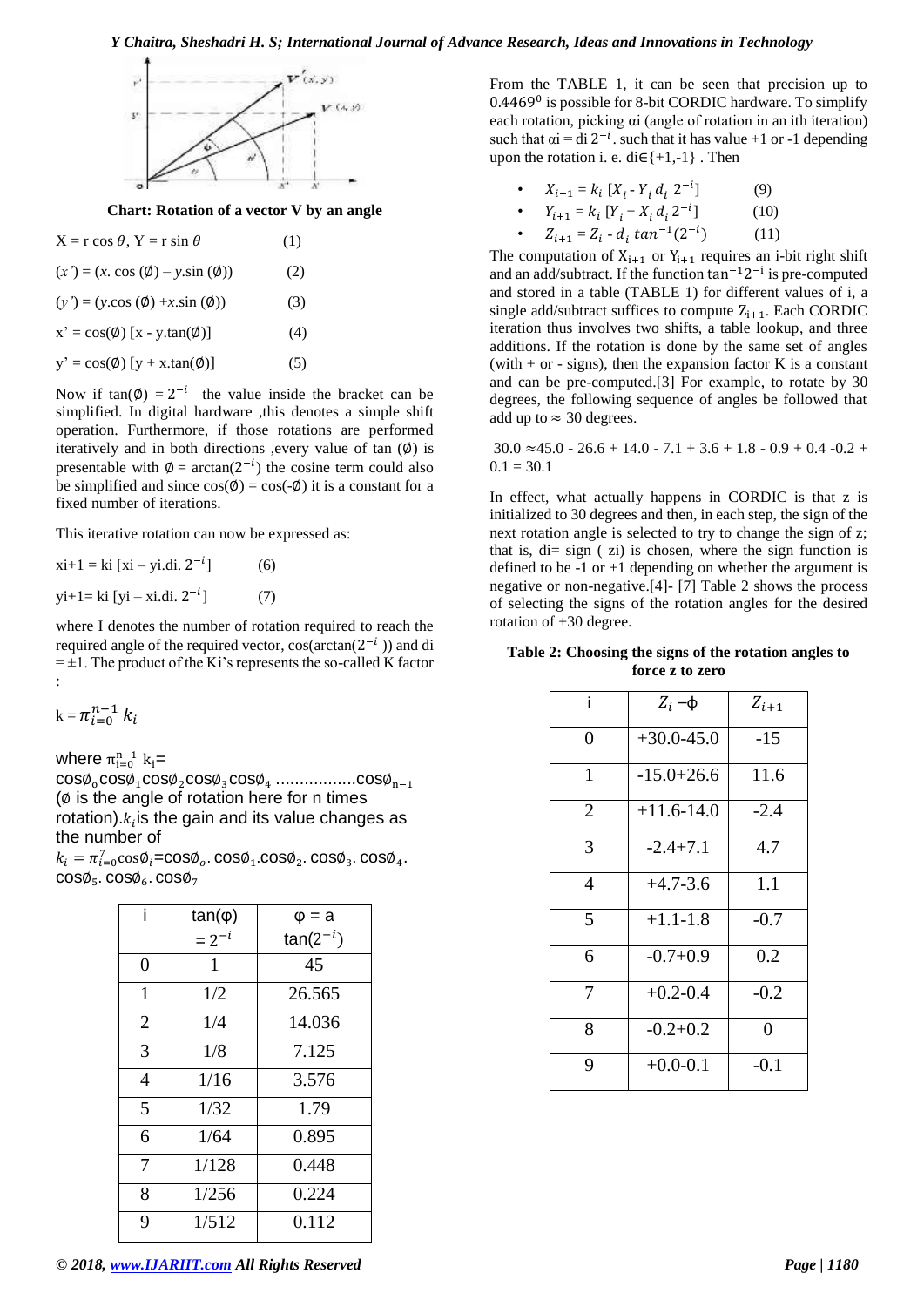**Chart: Rotation of a vector V by an angle**

$X = r \cos\theta$, $Y = r \sin\theta$ (1)

$(x') = (x.\cos(\emptyset) - y.\sin(\emptyset))$ (2)

$(y') = (y.\cos(\emptyset) + x.\sin(\emptyset))$ (3)

$x' = \cos(\emptyset)\,[x - y.\tan(\emptyset)]$ (4)

$y' = \cos(\emptyset)\,[y + x.\tan(\emptyset)]$ (5)

Now if $\tan(\emptyset) = 2^{-i}$ the value inside the bracket can be simplified. In digital hardware ,this denotes a simple shift operation. Furthermore, if those rotations are performed iteratively and in both directions ,every value of tan $(\emptyset)$ is presentable with $\emptyset = \arctan(2^{-i})$ the cosine term could also be simplified and since $\cos(\emptyset) = \cos(-\emptyset)$ it is a constant for a fixed number of iterations.

This iterative rotation can now be expressed as:

$x_{i+1} = k_i\,[x_i - y_i.d_i.\,2^{-i}]$ (6)

$y_{i+1} = k_i\,[y_i - x_i.d_i.\,2^{-i}]$ (7)

where I denotes the number of rotation required to reach the required angle of the required vector, $\cos(\arctan(2^{-i}))$ and di $= \pm1$. The product of the Ki's represents the so-called K factor :

$k = \pi_{i=0}^{n-1} k_i$

where $\pi_{i=0}^{n-1} k_i = \cos\emptyset_0 \cos\emptyset_1 \cos\emptyset_2 \cos\emptyset_3 \cos\emptyset_4 \ldots\ldots\ldots\ldots\ldots\ldots \cos\emptyset_{n-1}$ ($\emptyset$ is the angle of rotation here for n times rotation).$k_i$is the gain and its value changes as the number of

$k_i = \pi_{i=0}^{7}\cos\emptyset_i = \cos\emptyset_o.\cos\emptyset_1.\cos\emptyset_2.\cos\emptyset_3.\cos\emptyset_4.\cos\emptyset_5.\cos\emptyset_6.\cos\emptyset_7$

| i | tan(φ) $= 2^{-i}$ | φ = a tan($2^{-i}$) |
|---|---|---|
| 0 | 1 | 45 |
| 1 | 1/2 | 26.565 |
| 2 | 1/4 | 14.036 |
| 3 | 1/8 | 7.125 |
| 4 | 1/16 | 3.576 |
| 5 | 1/32 | 1.79 |
| 6 | 1/64 | 0.895 |
| 7 | 1/128 | 0.448 |
| 8 | 1/256 | 0.224 |
| 9 | 1/512 | 0.112 |

From the TABLE 1, it can be seen that precision up to $0.4469^0$ is possible for 8-bit CORDIC hardware. To simplify each rotation, picking αi (angle of rotation in an ith iteration) such that $\alpha i = di\,2^{-i}$. such that it has value +1 or -1 depending upon the rotation i. e. di∈{+1,-1} . Then

- $X_{i+1} = k_i\,[X_i - Y_i\,d_i\,2^{-i}]$ (9)
- $Y_{i+1} = k_i\,[Y_i + X_i\,d_i\,2^{-i}]$ (10)
- $Z_{i+1} = Z_i - d_i\,tan^{-1}(2^{-i})$ (11)

The computation of $X_{i+1}$ or $Y_{i+1}$ requires an i-bit right shift and an add/subtract. If the function $\tan^{-1}2^{-i}$ is pre-computed and stored in a table (TABLE 1) for different values of i, a single add/subtract suffices to compute $Z_{i+1}$. Each CORDIC iteration thus involves two shifts, a table lookup, and three additions. If the rotation is done by the same set of angles (with + or - signs), then the expansion factor K is a constant and can be pre-computed.[3] For example, to rotate by 30 degrees, the following sequence of angles be followed that add up to ≈ 30 degrees.

30.0 ≈45.0 - 26.6 + 14.0 - 7.1 + 3.6 + 1.8 - 0.9 + 0.4 -0.2 + 0.1 = 30.1

In effect, what actually happens in CORDIC is that z is initialized to 30 degrees and then, in each step, the sign of the next rotation angle is selected to try to change the sign of z; that is, di= sign ( zi) is chosen, where the sign function is defined to be -1 or +1 depending on whether the argument is negative or non-negative.[4]- [7] Table 2 shows the process of selecting the signs of the rotation angles for the desired rotation of +30 degree.

**Table 2: Choosing the signs of the rotation angles to force z to zero**

| i | $Z_i - \phi$ | $Z_{i+1}$ |
|---|---|---|
| 0 | +30.0-45.0 | -15 |
| 1 | -15.0+26.6 | 11.6 |
| 2 | +11.6-14.0 | -2.4 |
| 3 | -2.4+7.1 | 4.7 |
| 4 | +4.7-3.6 | 1.1 |
| 5 | +1.1-1.8 | -0.7 |
| 6 | -0.7+0.9 | 0.2 |
| 7 | +0.2-0.4 | -0.2 |
| 8 | -0.2+0.2 | 0 |
| 9 | +0.0-0.1 | -0.1 |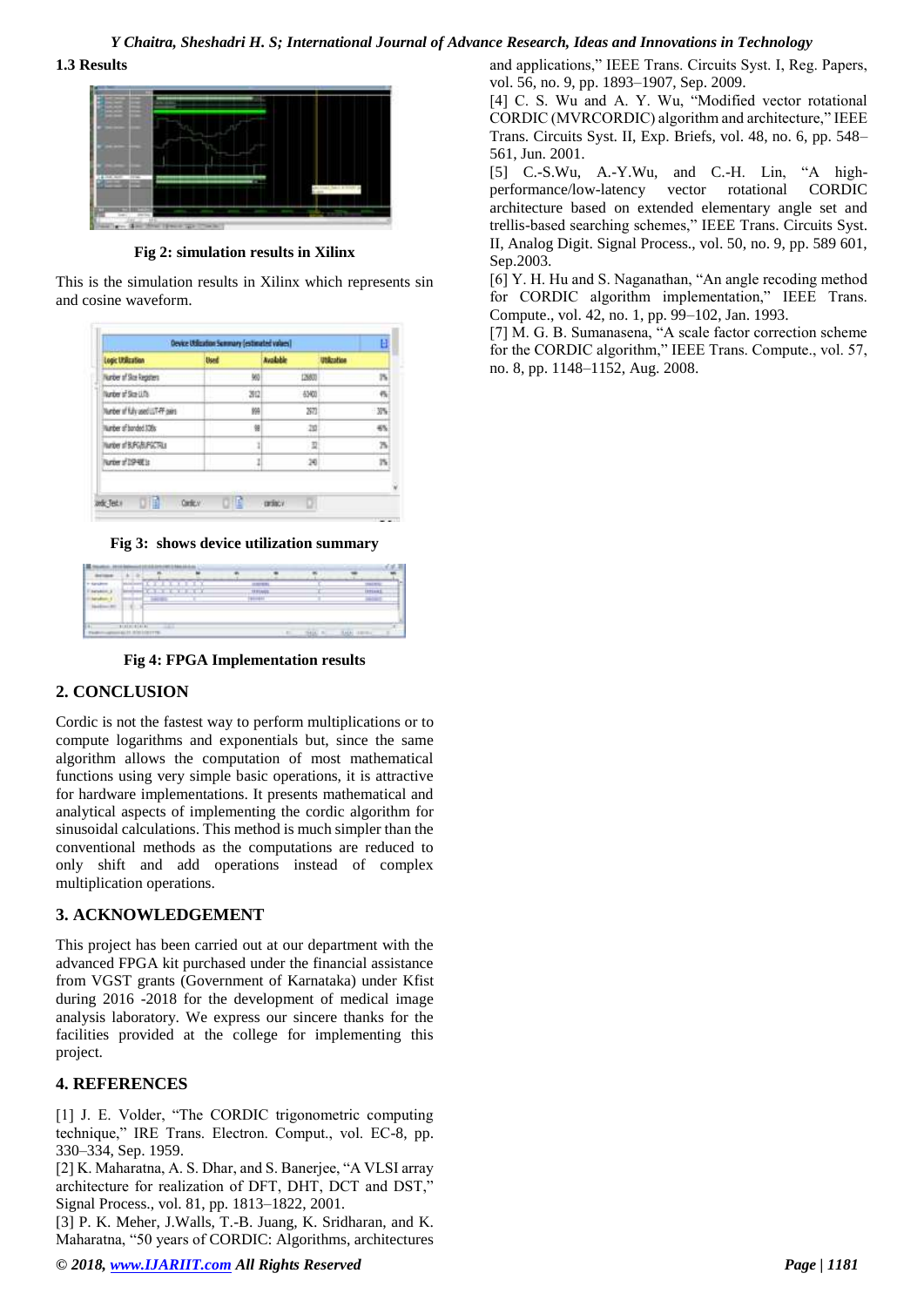### 1.3 Results

**Fig 2: simulation results in Xilinx**

This is the simulation results in Xilinx which represents sin and cosine waveform.

**Fig 3: shows device utilization summary**

**Fig 4: FPGA Implementation results**

## 2. CONCLUSION

Cordic is not the fastest way to perform multiplications or to compute logarithms and exponentials but, since the same algorithm allows the computation of most mathematical functions using very simple basic operations, it is attractive for hardware implementations. It presents mathematical and analytical aspects of implementing the cordic algorithm for sinusoidal calculations. This method is much simpler than the conventional methods as the computations are reduced to only shift and add operations instead of complex multiplication operations.

## 3. ACKNOWLEDGEMENT

This project has been carried out at our department with the advanced FPGA kit purchased under the financial assistance from VGST grants (Government of Karnataka) under Kfist during 2016 -2018 for the development of medical image analysis laboratory. We express our sincere thanks for the facilities provided at the college for implementing this project.

## 4. REFERENCES

[1] J. E. Volder, "The CORDIC trigonometric computing technique," IRE Trans. Electron. Comput., vol. EC-8, pp. 330–334, Sep. 1959.

[2] K. Maharatna, A. S. Dhar, and S. Banerjee, "A VLSI array architecture for realization of DFT, DHT, DCT and DST," Signal Process., vol. 81, pp. 1813–1822, 2001.

[3] P. K. Meher, J.Walls, T.-B. Juang, K. Sridharan, and K. Maharatna, "50 years of CORDIC: Algorithms, architectures and applications," IEEE Trans. Circuits Syst. I, Reg. Papers, vol. 56, no. 9, pp. 1893–1907, Sep. 2009.

[4] C. S. Wu and A. Y. Wu, "Modified vector rotational CORDIC (MVRCORDIC) algorithm and architecture," IEEE Trans. Circuits Syst. II, Exp. Briefs, vol. 48, no. 6, pp. 548–561, Jun. 2001.

[5] C.-S.Wu, A.-Y.Wu, and C.-H. Lin, "A high-performance/low-latency vector rotational CORDIC architecture based on extended elementary angle set and trellis-based searching schemes," IEEE Trans. Circuits Syst. II, Analog Digit. Signal Process., vol. 50, no. 9, pp. 589 601, Sep.2003.

[6] Y. H. Hu and S. Naganathan, "An angle recoding method for CORDIC algorithm implementation," IEEE Trans. Compute., vol. 42, no. 1, pp. 99–102, Jan. 1993.

[7] M. G. B. Sumanasena, "A scale factor correction scheme for the CORDIC algorithm," IEEE Trans. Compute., vol. 57, no. 8, pp. 1148–1152, Aug. 2008.